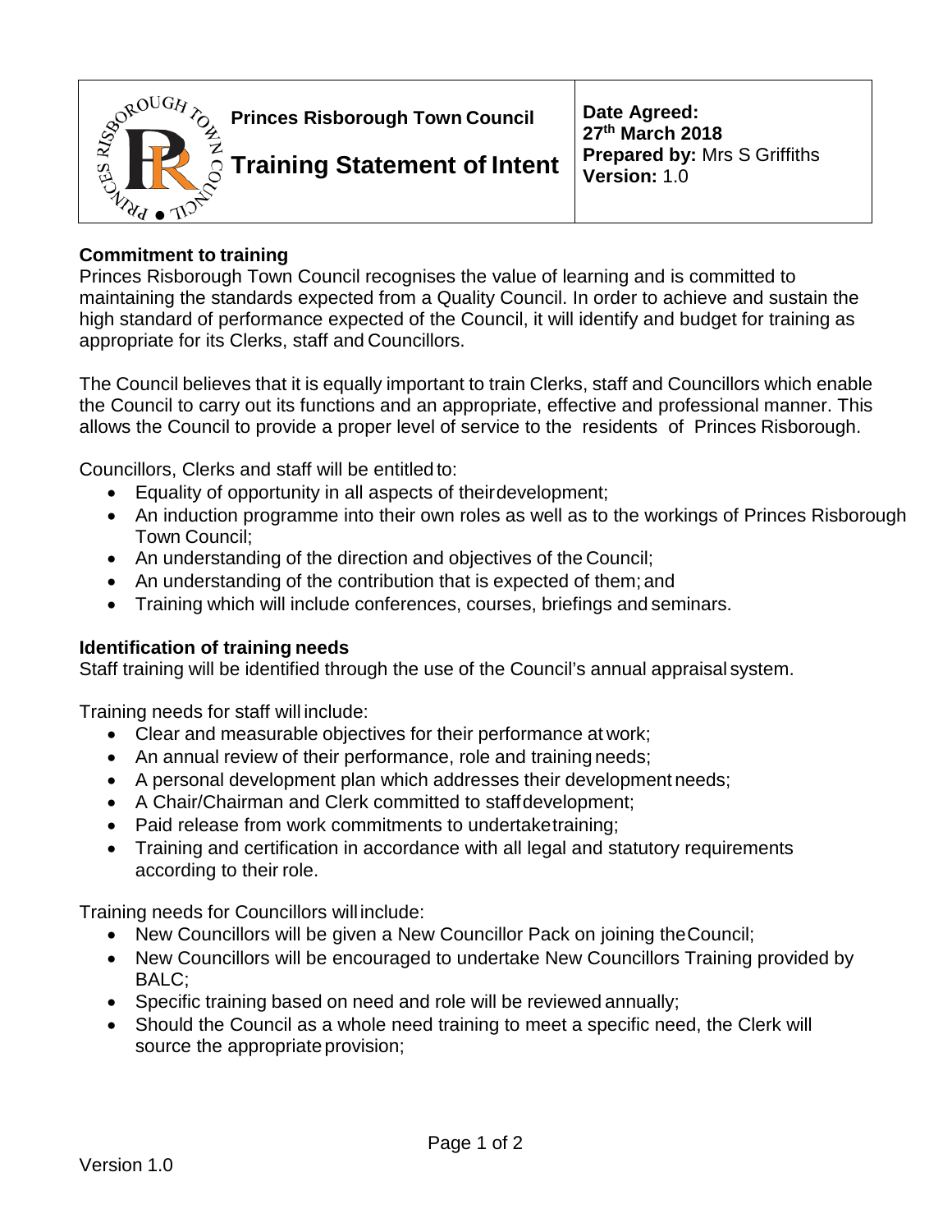| Princes Risborough Town Council<br>**Training Statement of Intent** | **Date Agreed:**<br>**27th March 2018**<br>**Prepared by:** Mrs S Griffiths<br>**Version:** 1.0 |
| --- | --- |

### Commitment to training

Princes Risborough Town Council recognises the value of learning and is committed to maintaining the standards expected from a Quality Council. In order to achieve and sustain the high standard of performance expected of the Council, it will identify and budget for training as appropriate for its Clerks, staff and Councillors.

The Council believes that it is equally important to train Clerks, staff and Councillors which enable the Council to carry out its functions and an appropriate, effective and professional manner. This allows the Council to provide a proper level of service to the residents of Princes Risborough.

Councillors, Clerks and staff will be entitled to:

- Equality of opportunity in all aspects of their development;
- An induction programme into their own roles as well as to the workings of Princes Risborough Town Council;
- An understanding of the direction and objectives of the Council;
- An understanding of the contribution that is expected of them; and
- Training which will include conferences, courses, briefings and seminars.

### Identification of training needs

Staff training will be identified through the use of the Council's annual appraisal system.

Training needs for staff will include:

- Clear and measurable objectives for their performance at work;
- An annual review of their performance, role and training needs;
- A personal development plan which addresses their development needs;
- A Chair/Chairman and Clerk committed to staff development;
- Paid release from work commitments to undertake training;
- Training and certification in accordance with all legal and statutory requirements according to their role.

Training needs for Councillors will include:

- New Councillors will be given a New Councillor Pack on joining the Council;
- New Councillors will be encouraged to undertake New Councillors Training provided by BALC;
- Specific training based on need and role will be reviewed annually;
- Should the Council as a whole need training to meet a specific need, the Clerk will source the appropriate provision;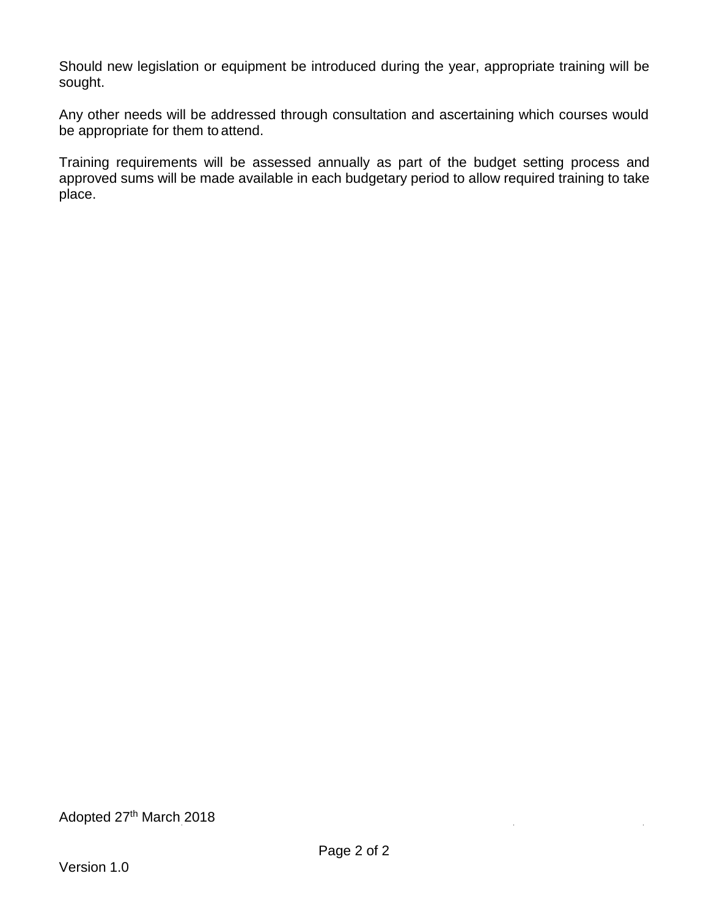Should new legislation or equipment be introduced during the year, appropriate training will be sought.

Any other needs will be addressed through consultation and ascertaining which courses would be appropriate for them to attend.

Training requirements will be assessed annually as part of the budget setting process and approved sums will be made available in each budgetary period to allow required training to take place.

Adopted 27th March 2018

Version 1.0